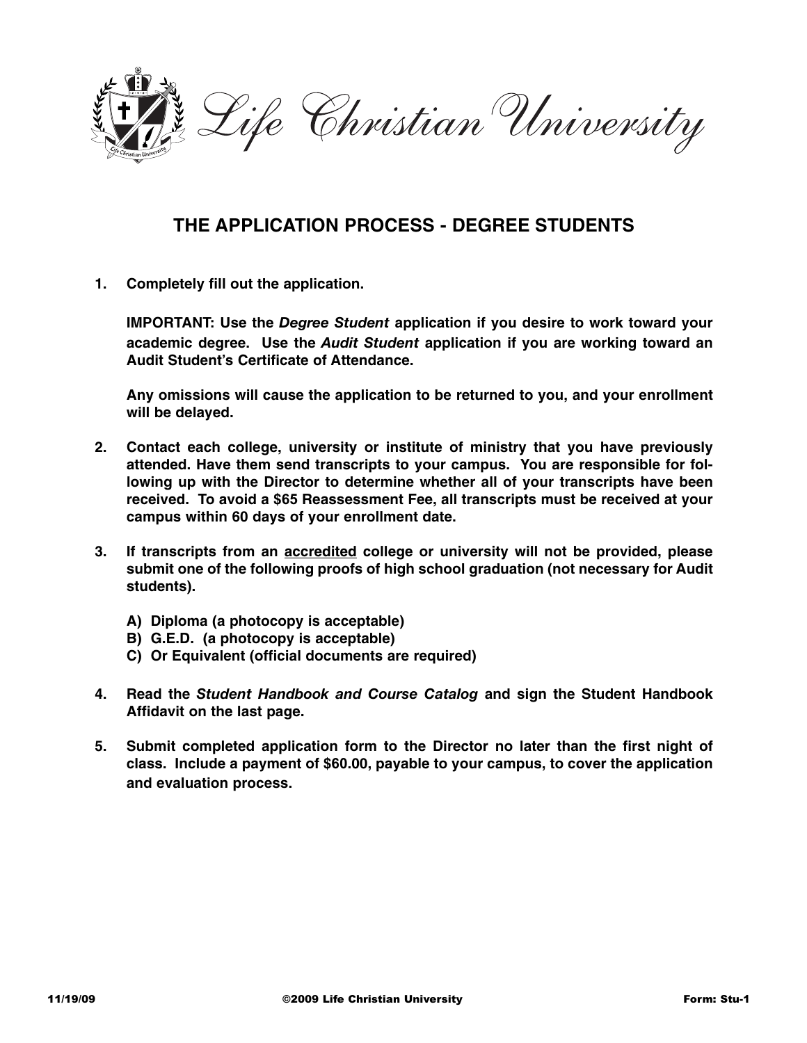# Life Christian University

## THE APPLICATION PROCESS - DEGREE STUDENTS

1. **Completely fill out the application.**

   **IMPORTANT: Use the *Degree Student* application if you desire to work toward your academic degree. Use the *Audit Student* application if you are working toward an Audit Student's Certificate of Attendance.**

   **Any omissions will cause the application to be returned to you, and your enrollment will be delayed.**

2. **Contact each college, university or institute of ministry that you have previously attended. Have them send transcripts to your campus. You are responsible for following up with the Director to determine whether all of your transcripts have been received. To avoid a $65 Reassessment Fee, all transcripts must be received at your campus within 60 days of your enrollment date.**

3. **If transcripts from an <u>accredited</u> college or university will not be provided, please submit one of the following proofs of high school graduation (not necessary for Audit students).**

   **A) Diploma (a photocopy is acceptable)**
   **B) G.E.D. (a photocopy is acceptable)**
   **C) Or Equivalent (official documents are required)**

4. **Read the *Student Handbook and Course Catalog* and sign the Student Handbook Affidavit on the last page.**

5. **Submit completed application form to the Director no later than the first night of class. Include a payment of $60.00, payable to your campus, to cover the application and evaluation process.**

11/19/09 ©2009 Life Christian University Form: Stu-1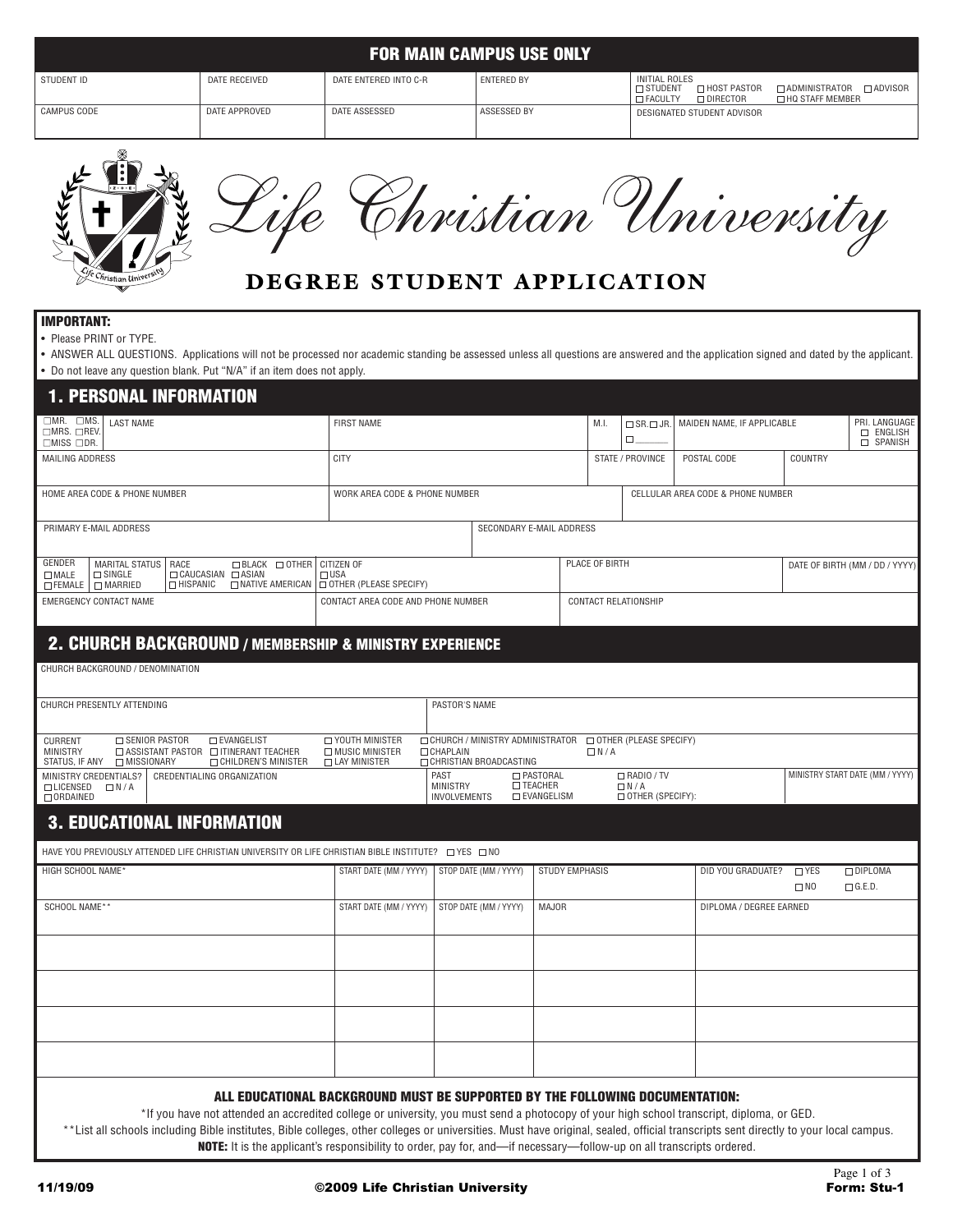## FOR MAIN CAMPUS USE ONLY

| STUDENT ID | DATE RECEIVED | DATE ENTERED INTO C-R | ENTERED BY | INITIAL ROLES ☐ STUDENT ☐ HOST PASTOR ☐ ADMINISTRATOR ☐ ADVISOR ☐ FACULTY ☐ DIRECTOR ☐ HQ STAFF MEMBER |
|---|---|---|---|---|
| CAMPUS CODE | DATE APPROVED | DATE ASSESSED | ASSESSED BY | DESIGNATED STUDENT ADVISOR |

# Life Christian University

## DEGREE STUDENT APPLICATION

**IMPORTANT:**

- Please PRINT or TYPE.
- ANSWER ALL QUESTIONS. Applications will not be processed nor academic standing be assessed unless all questions are answered and the application signed and dated by the applicant.
- Do not leave any question blank. Put "N/A" if an item does not apply.

## 1. PERSONAL INFORMATION

| ☐MR. ☐MS. ☐MRS. ☐REV. ☐MISS ☐DR. LAST NAME | FIRST NAME | M.I. | ☐ SR. ☐ JR. ☐ ____ | MAIDEN NAME, IF APPLICABLE | PRI. LANGUAGE ☐ ENGLISH ☐ SPANISH |
|---|---|---|---|---|---|

| MAILING ADDRESS | CITY | STATE / PROVINCE | POSTAL CODE | COUNTRY |
|---|---|---|---|---|

| HOME AREA CODE & PHONE NUMBER | WORK AREA CODE & PHONE NUMBER | CELLULAR AREA CODE & PHONE NUMBER |
|---|---|---|

| PRIMARY E-MAIL ADDRESS | SECONDARY E-MAIL ADDRESS |
|---|---|

| GENDER ☐ MALE ☐ FEMALE | MARITAL STATUS ☐ SINGLE ☐ MARRIED | RACE ☐ CAUCASIAN ☐ HISPANIC ☐ BLACK ☐ ASIAN ☐ NATIVE AMERICAN ☐ OTHER | CITIZEN OF ☐ USA ☐ OTHER (PLEASE SPECIFY) | PLACE OF BIRTH | DATE OF BIRTH (MM / DD / YYYY) |
|---|---|---|---|---|---|

| EMERGENCY CONTACT NAME | CONTACT AREA CODE AND PHONE NUMBER | CONTACT RELATIONSHIP |
|---|---|---|

## 2. CHURCH BACKGROUND / MEMBERSHIP & MINISTRY EXPERIENCE

| CHURCH BACKGROUND / DENOMINATION |
|---|

| CHURCH PRESENTLY ATTENDING | PASTOR'S NAME |
|---|---|

| CURRENT MINISTRY STATUS, IF ANY | ☐ SENIOR PASTOR ☐ ASSISTANT PASTOR ☐ MISSIONARY | ☐ EVANGELIST ☐ ITINERANT TEACHER ☐ CHILDREN'S MINISTER | ☐ YOUTH MINISTER ☐ MUSIC MINISTER ☐ LAY MINISTER | ☐ CHURCH / MINISTRY ADMINISTRATOR ☐ CHAPLAIN ☐ CHRISTIAN BROADCASTING | ☐ OTHER (PLEASE SPECIFY) ☐ N / A |
|---|---|---|---|---|---|

| MINISTRY CREDENTIALS? ☐ LICENSED ☐ N / A ☐ ORDAINED | CREDENTIALING ORGANIZATION | PAST MINISTRY INVOLVEMENTS ☐ PASTORAL ☐ TEACHER ☐ EVANGELISM ☐ RADIO / TV ☐ N / A ☐ OTHER (SPECIFY): | MINISTRY START DATE (MM / YYYY) |
|---|---|---|---|

## 3. EDUCATIONAL INFORMATION

HAVE YOU PREVIOUSLY ATTENDED LIFE CHRISTIAN UNIVERSITY OR LIFE CHRISTIAN BIBLE INSTITUTE? ☐ YES ☐ NO

| HIGH SCHOOL NAME* | START DATE (MM / YYYY) | STOP DATE (MM / YYYY) | STUDY EMPHASIS | DID YOU GRADUATE? ☐ YES ☐ NO ☐ DIPLOMA ☐ G.E.D. |
|---|---|---|---|---|

| SCHOOL NAME** | START DATE (MM / YYYY) | STOP DATE (MM / YYYY) | MAJOR | DIPLOMA / DEGREE EARNED |
|---|---|---|---|---|
| | | | | |
| | | | | |
| | | | | |
| | | | | |

**ALL EDUCATIONAL BACKGROUND MUST BE SUPPORTED BY THE FOLLOWING DOCUMENTATION:**

*If you have not attended an accredited college or university, you must send a photocopy of your high school transcript, diploma, or GED.

**List all schools including Bible institutes, Bible colleges, other colleges or universities. Must have original, sealed, official transcripts sent directly to your local campus.

**NOTE:** It is the applicant's responsibility to order, pay for, and—if necessary—follow-up on all transcripts ordered.

11/19/09 ©2009 Life Christian University Form: Stu-1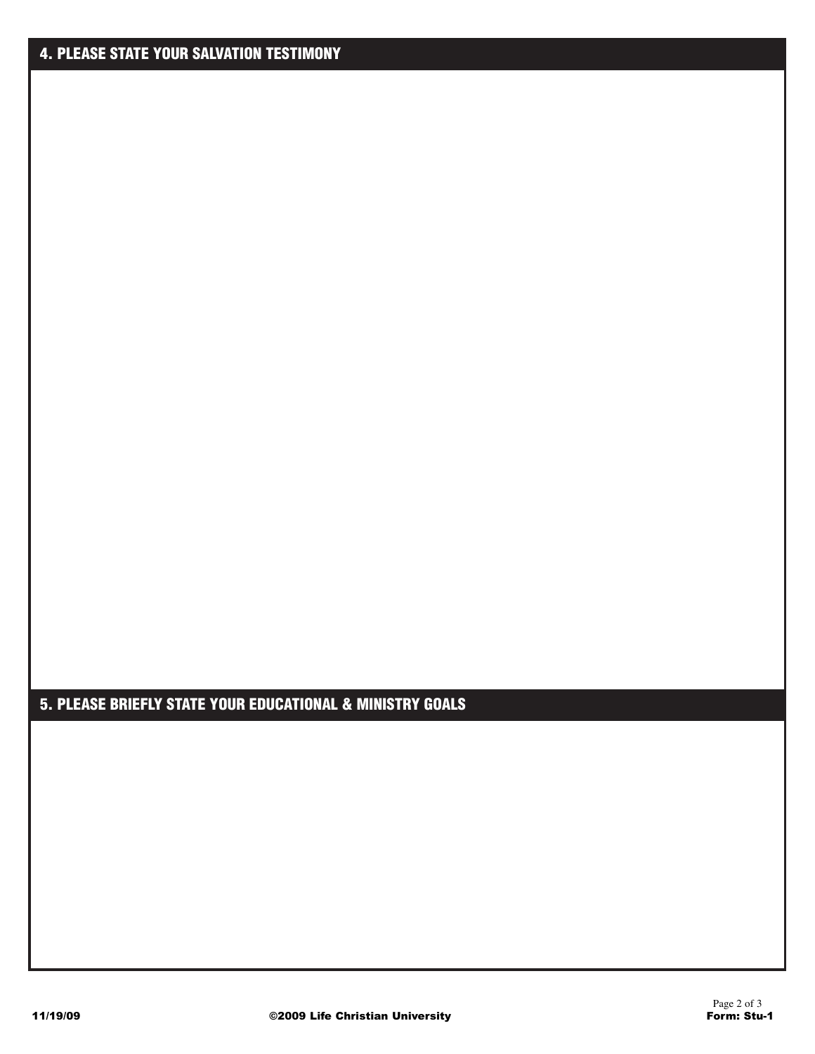## 4. PLEASE STATE YOUR SALVATION TESTIMONY

## 5. PLEASE BRIEFLY STATE YOUR EDUCATIONAL & MINISTRY GOALS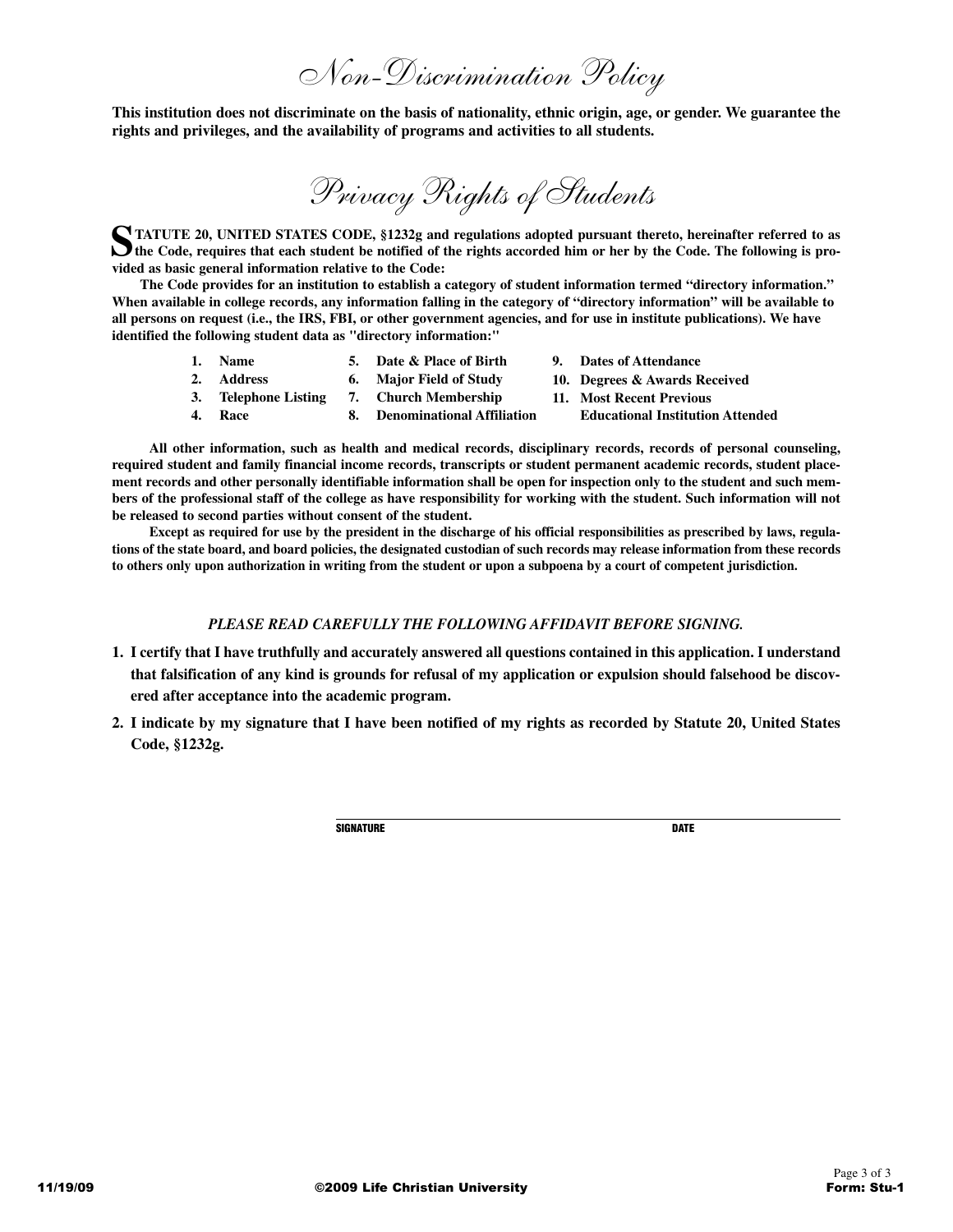# Non-Discrimination Policy

**This institution does not discriminate on the basis of nationality, ethnic origin, age, or gender. We guarantee the rights and privileges, and the availability of programs and activities to all students.**

# Privacy Rights of Students

**STATUTE 20, UNITED STATES CODE, §1232g and regulations adopted pursuant thereto, hereinafter referred to as the Code, requires that each student be notified of the rights accorded him or her by the Code. The following is provided as basic general information relative to the Code:**

**The Code provides for an institution to establish a category of student information termed "directory information." When available in college records, any information falling in the category of "directory information" will be available to all persons on request (i.e., the IRS, FBI, or other government agencies, and for use in institute publications). We have identified the following student data as "directory information:"**

1. **Name**
2. **Address**
3. **Telephone Listing**
4. **Race**
5. **Date & Place of Birth**
6. **Major Field of Study**
7. **Church Membership**
8. **Denominational Affiliation**
9. **Dates of Attendance**
10. **Degrees & Awards Received**
11. **Most Recent Previous Educational Institution Attended**

**All other information, such as health and medical records, disciplinary records, records of personal counseling, required student and family financial income records, transcripts or student permanent academic records, student placement records and other personally identifiable information shall be open for inspection only to the student and such members of the professional staff of the college as have responsibility for working with the student. Such information will not be released to second parties without consent of the student.**

**Except as required for use by the president in the discharge of his official responsibilities as prescribed by laws, regulations of the state board, and board policies, the designated custodian of such records may release information from these records to others only upon authorization in writing from the student or upon a subpoena by a court of competent jurisdiction.**

***PLEASE READ CAREFULLY THE FOLLOWING AFFIDAVIT BEFORE SIGNING.***

1. **I certify that I have truthfully and accurately answered all questions contained in this application. I understand that falsification of any kind is grounds for refusal of my application or expulsion should falsehood be discovered after acceptance into the academic program.**
2. **I indicate by my signature that I have been notified of my rights as recorded by Statute 20, United States Code, §1232g.**

**SIGNATURE** ______________________________ **DATE** ____________

11/19/09 ©2009 Life Christian University Form: Stu-1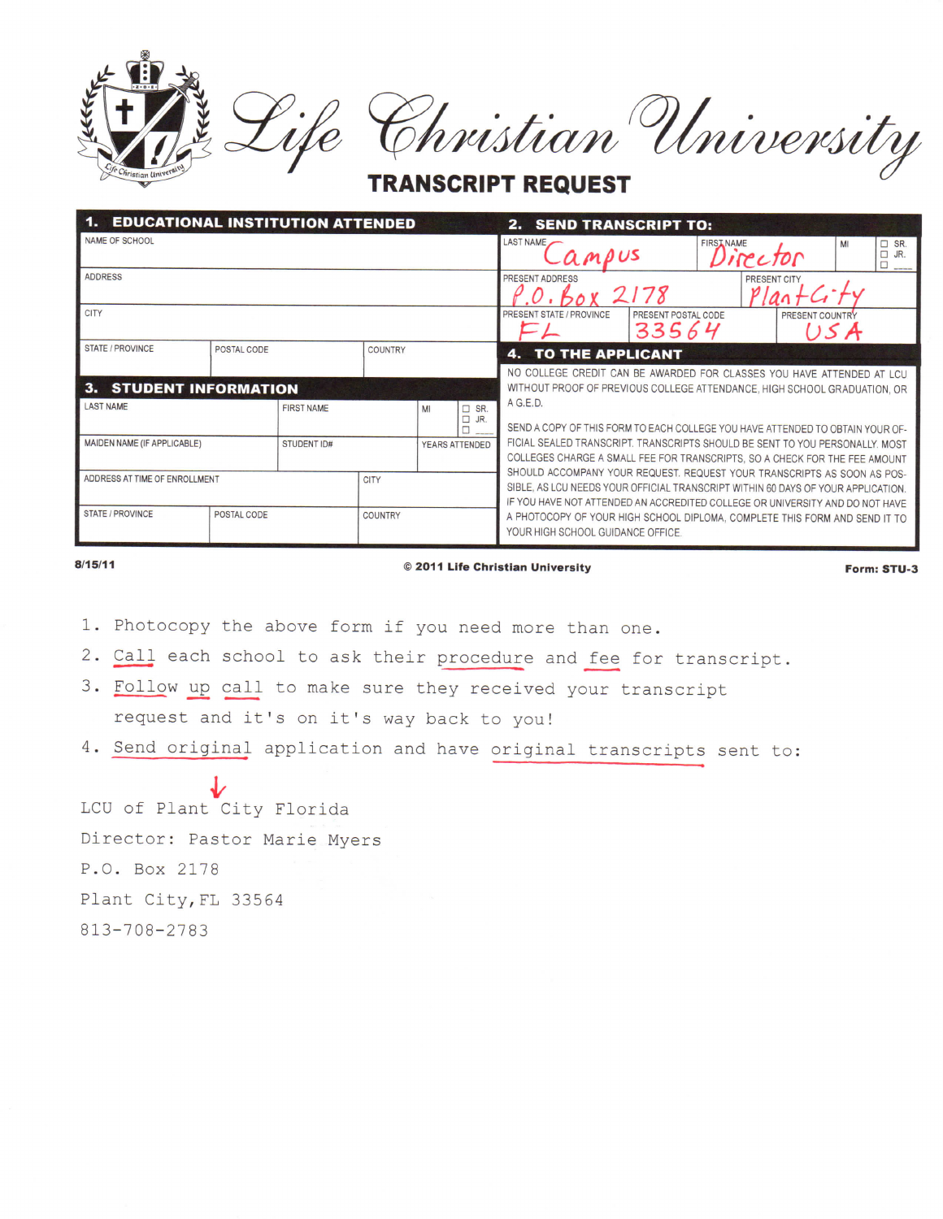# Life Christian University

## TRANSCRIPT REQUEST

### 1. EDUCATIONAL INSTITUTION ATTENDED

| | | |
|---|---|---|
| NAME OF SCHOOL | | |
| ADDRESS | | |
| CITY | | |
| STATE / PROVINCE | POSTAL CODE | COUNTRY |

### 2. SEND TRANSCRIPT TO:

| | | | |
|---|---|---|---|
| LAST NAME: Campus | FIRST NAME: Director | MI | ☐ SR. ☐ JR. ☐ ___ |
| PRESENT ADDRESS: P.O. Box 2178 | | PRESENT CITY: Plant City | |
| PRESENT STATE / PROVINCE: FL | PRESENT POSTAL CODE: 33564 | PRESENT COUNTRY: USA | |

### 3. STUDENT INFORMATION

| | | | |
|---|---|---|---|
| LAST NAME | FIRST NAME | MI | ☐ SR. ☐ JR. ☐ ___ |
| MAIDEN NAME (IF APPLICABLE) | STUDENT ID# | YEARS ATTENDED | |
| ADDRESS AT TIME OF ENROLLMENT | | CITY | |
| STATE / PROVINCE | POSTAL CODE | COUNTRY | |

### 4. TO THE APPLICANT

NO COLLEGE CREDIT CAN BE AWARDED FOR CLASSES YOU HAVE ATTENDED AT LCU WITHOUT PROOF OF PREVIOUS COLLEGE ATTENDANCE, HIGH SCHOOL GRADUATION, OR A G.E.D.

SEND A COPY OF THIS FORM TO EACH COLLEGE YOU HAVE ATTENDED TO OBTAIN YOUR OFFICIAL SEALED TRANSCRIPT. TRANSCRIPTS SHOULD BE SENT TO YOU PERSONALLY. MOST COLLEGES CHARGE A SMALL FEE FOR TRANSCRIPTS, SO A CHECK FOR THE FEE AMOUNT SHOULD ACCOMPANY YOUR REQUEST. REQUEST YOUR TRANSCRIPTS AS SOON AS POSSIBLE, AS LCU NEEDS YOUR OFFICIAL TRANSCRIPT WITHIN 60 DAYS OF YOUR APPLICATION. IF YOU HAVE NOT ATTENDED AN ACCREDITED COLLEGE OR UNIVERSITY AND DO NOT HAVE A PHOTOCOPY OF YOUR HIGH SCHOOL DIPLOMA, COMPLETE THIS FORM AND SEND IT TO YOUR HIGH SCHOOL GUIDANCE OFFICE.

8/15/11 © 2011 Life Christian University Form: STU-3

1. Photocopy the above form if you need more than one.
2. Call each school to ask their procedure and fee for transcript.
3. Follow up call to make sure they received your transcript request and it's on it's way back to you!
4. Send original application and have original transcripts sent to:

LCU of Plant City Florida
Director: Pastor Marie Myers
P.O. Box 2178
Plant City, FL 33564
813-708-2783